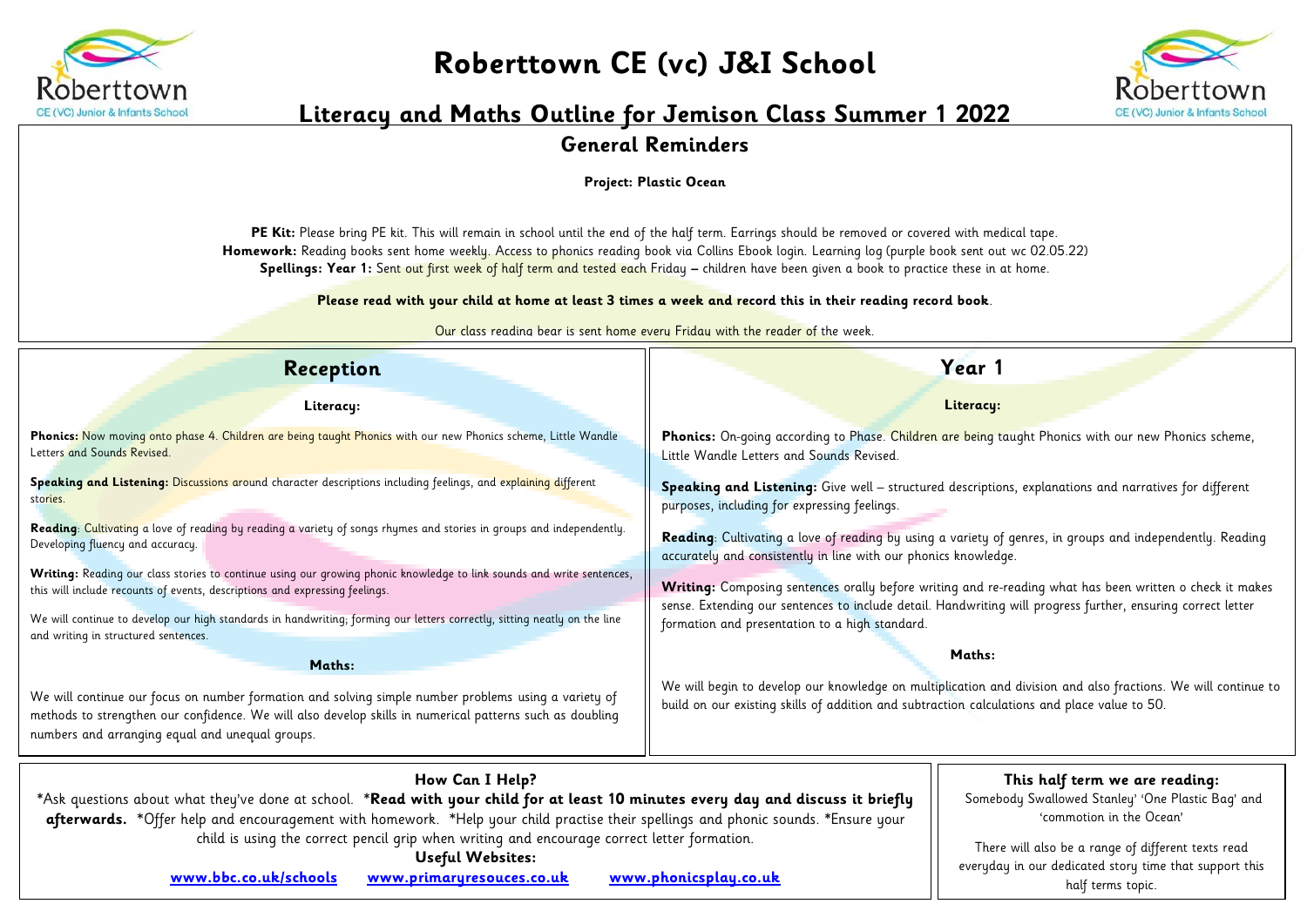# Roberttown CE (vc) J&I School

## Literacy and Maths Outline for Jemison Class Summer 1 2022

### General Reminders

**Project: Plastic Ocean**

**PE Kit:** Please bring PE kit. This will remain in school until the end of the half term. Earrings should be removed or covered with medical tape.
**Homework:** Reading books sent home weekly. Access to phonics reading book via Collins Ebook login. Learning log (purple book sent out wc 02.05.22)
**Spellings: Year 1:** Sent out first week of half term and tested each Friday – children have been given a book to practice these in at home.

**Please read with your child at home at least 3 times a week and record this in their reading record book**.

Our class reading bear is sent home every Friday with the reader of the week.

## Reception

**Literacy:**

**Phonics:** Now moving onto phase 4. Children are being taught Phonics with our new Phonics scheme, Little Wandle Letters and Sounds Revised.

**Speaking and Listening:** Discussions around character descriptions including feelings, and explaining different stories.

**Reading**: Cultivating a love of reading by reading a variety of songs rhymes and stories in groups and independently. Developing fluency and accuracy.

**Writing:** Reading our class stories to continue using our growing phonic knowledge to link sounds and write sentences, this will include recounts of events, descriptions and expressing feelings.

We will continue to develop our high standards in handwriting; forming our letters correctly, sitting neatly on the line and writing in structured sentences.

**Maths:**

We will continue our focus on number formation and solving simple number problems using a variety of methods to strengthen our confidence. We will also develop skills in numerical patterns such as doubling numbers and arranging equal and unequal groups.

## Year 1

**Literacy:**

**Phonics:** On-going according to Phase. Children are being taught Phonics with our new Phonics scheme, Little Wandle Letters and Sounds Revised.

**Speaking and Listening:** Give well – structured descriptions, explanations and narratives for different purposes, including for expressing feelings.

**Reading**: Cultivating a love of reading by using a variety of genres, in groups and independently. Reading accurately and consistently in line with our phonics knowledge.

**Writing:** Composing sentences orally before writing and re-reading what has been written o check it makes sense. Extending our sentences to include detail. Handwriting will progress further, ensuring correct letter formation and presentation to a high standard.

**Maths:**

We will begin to develop our knowledge on multiplication and division and also fractions. We will continue to build on our existing skills of addition and subtraction calculations and place value to 50.

### How Can I Help?

*Ask questions about what they've done at school. ***Read with your child for at least 10 minutes every day and discuss it briefly afterwards.** *Offer help and encouragement with homework. *Help your child practise their spellings and phonic sounds. *Ensure your child is using the correct pencil grip when writing and encourage correct letter formation.

**Useful Websites:**

**www.bbc.co.uk/schools** **www.primaryresouces.co.uk** **www.phonicsplay.co.uk**

### This half term we are reading:

Somebody Swallowed Stanley' 'One Plastic Bag' and 'commotion in the Ocean'

There will also be a range of different texts read everyday in our dedicated story time that support this half terms topic.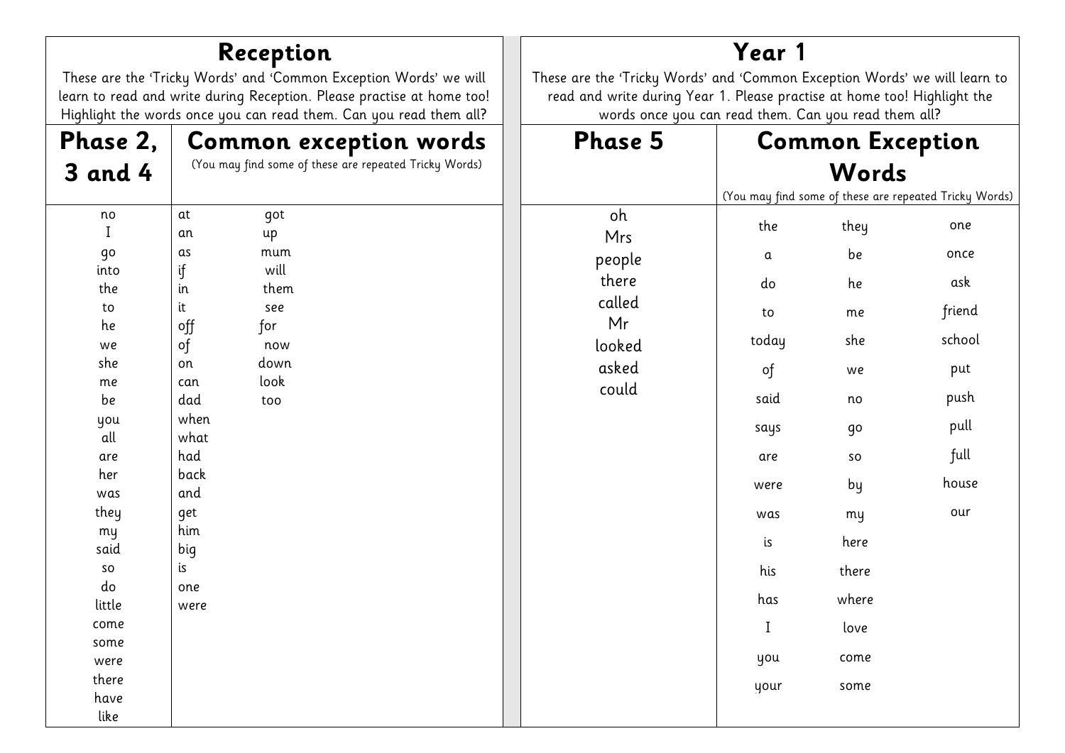# Reception

These are the 'Tricky Words' and 'Common Exception Words' we will learn to read and write during Reception. Please practise at home too! Highlight the words once you can read them. Can you read them all?

| Phase 2, 3 and 4 | Common exception words (You may find some of these are repeated Tricky Words) | |
|---|---|---|
| no | at | got |
| I | an | up |
| go | as | mum |
| into | if | will |
| the | in | them |
| to | it | see |
| he | off | for |
| we | of | now |
| she | on | down |
| me | can | look |
| be | dad | too |
| you | when | |
| all | what | |
| are | had | |
| her | back | |
| was | and | |
| they | get | |
| my | him | |
| said | big | |
| so | is | |
| do | one | |
| little | were | |
| come | | |
| some | | |
| were | | |
| there | | |
| have | | |
| like | | |

# Year 1

These are the 'Tricky Words' and 'Common Exception Words' we will learn to read and write during Year 1. Please practise at home too! Highlight the words once you can read them. Can you read them all?

| Phase 5 | Common Exception Words (You may find some of these are repeated Tricky Words) | | |
|---|---|---|---|
| oh | the | they | one |
| Mrs | a | be | once |
| people | do | he | ask |
| there | to | me | friend |
| called | today | she | school |
| Mr | of | we | put |
| looked | said | no | push |
| asked | says | go | pull |
| could | are | so | full |
| | were | by | house |
| | was | my | our |
| | is | here | |
| | his | there | |
| | has | where | |
| | I | love | |
| | you | come | |
| | your | some | |